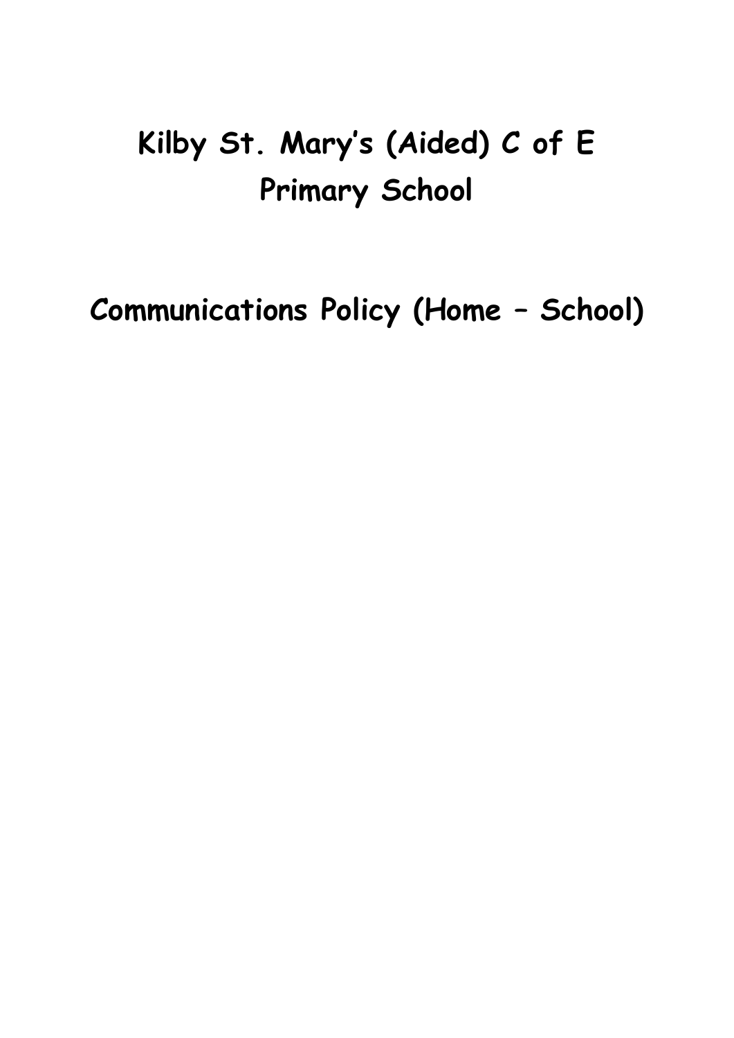# Kilby St. Mary's (Aided) C of E Primary School

## Communications Policy (Home – School)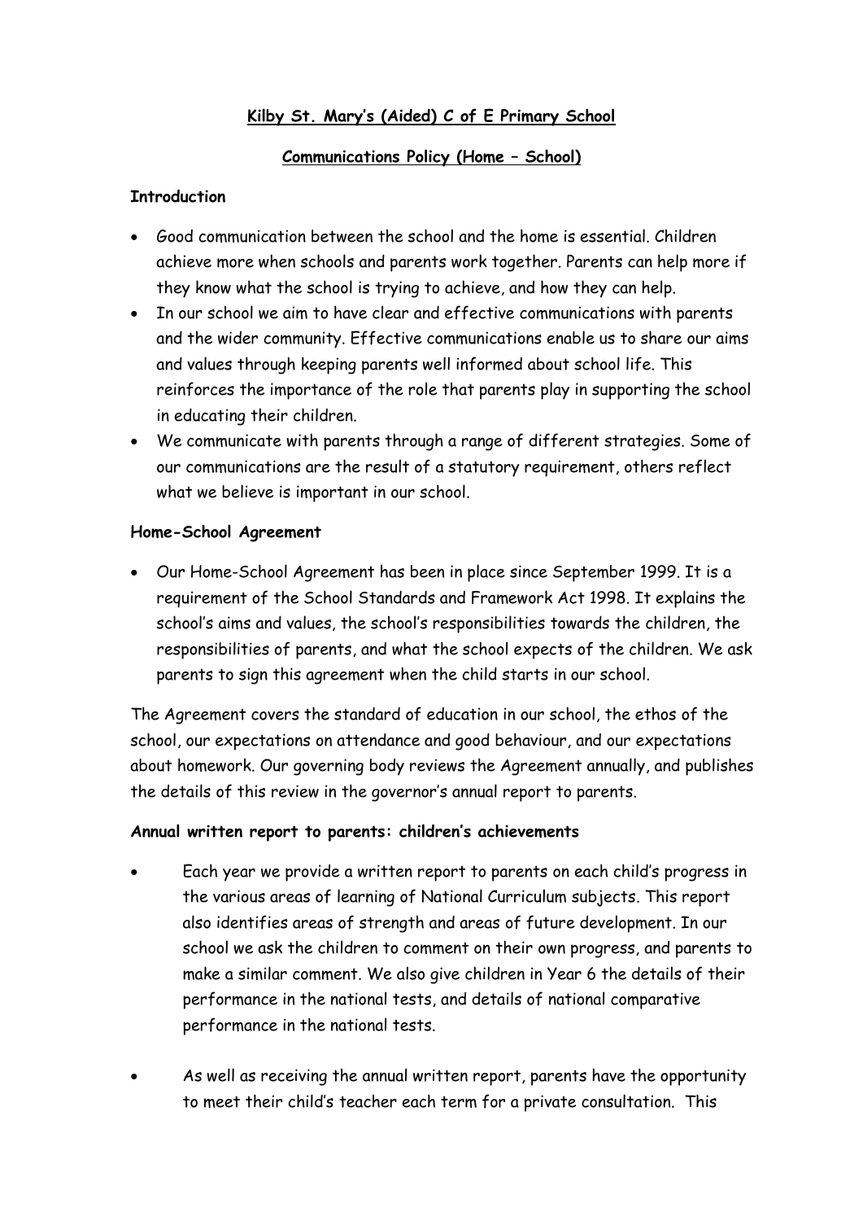**Kilby St. Mary's (Aided) C of E Primary School**

**Communications Policy (Home – School)**

**Introduction**

- Good communication between the school and the home is essential. Children achieve more when schools and parents work together. Parents can help more if they know what the school is trying to achieve, and how they can help.
- In our school we aim to have clear and effective communications with parents and the wider community. Effective communications enable us to share our aims and values through keeping parents well informed about school life. This reinforces the importance of the role that parents play in supporting the school in educating their children.
- We communicate with parents through a range of different strategies. Some of our communications are the result of a statutory requirement, others reflect what we believe is important in our school.

**Home-School Agreement**

- Our Home-School Agreement has been in place since September 1999. It is a requirement of the School Standards and Framework Act 1998. It explains the school's aims and values, the school's responsibilities towards the children, the responsibilities of parents, and what the school expects of the children. We ask parents to sign this agreement when the child starts in our school.

The Agreement covers the standard of education in our school, the ethos of the school, our expectations on attendance and good behaviour, and our expectations about homework. Our governing body reviews the Agreement annually, and publishes the details of this review in the governor's annual report to parents.

**Annual written report to parents: children's achievements**

- Each year we provide a written report to parents on each child's progress in the various areas of learning of National Curriculum subjects. This report also identifies areas of strength and areas of future development. In our school we ask the children to comment on their own progress, and parents to make a similar comment. We also give children in Year 6 the details of their performance in the national tests, and details of national comparative performance in the national tests.

- As well as receiving the annual written report, parents have the opportunity to meet their child's teacher each term for a private consultation. This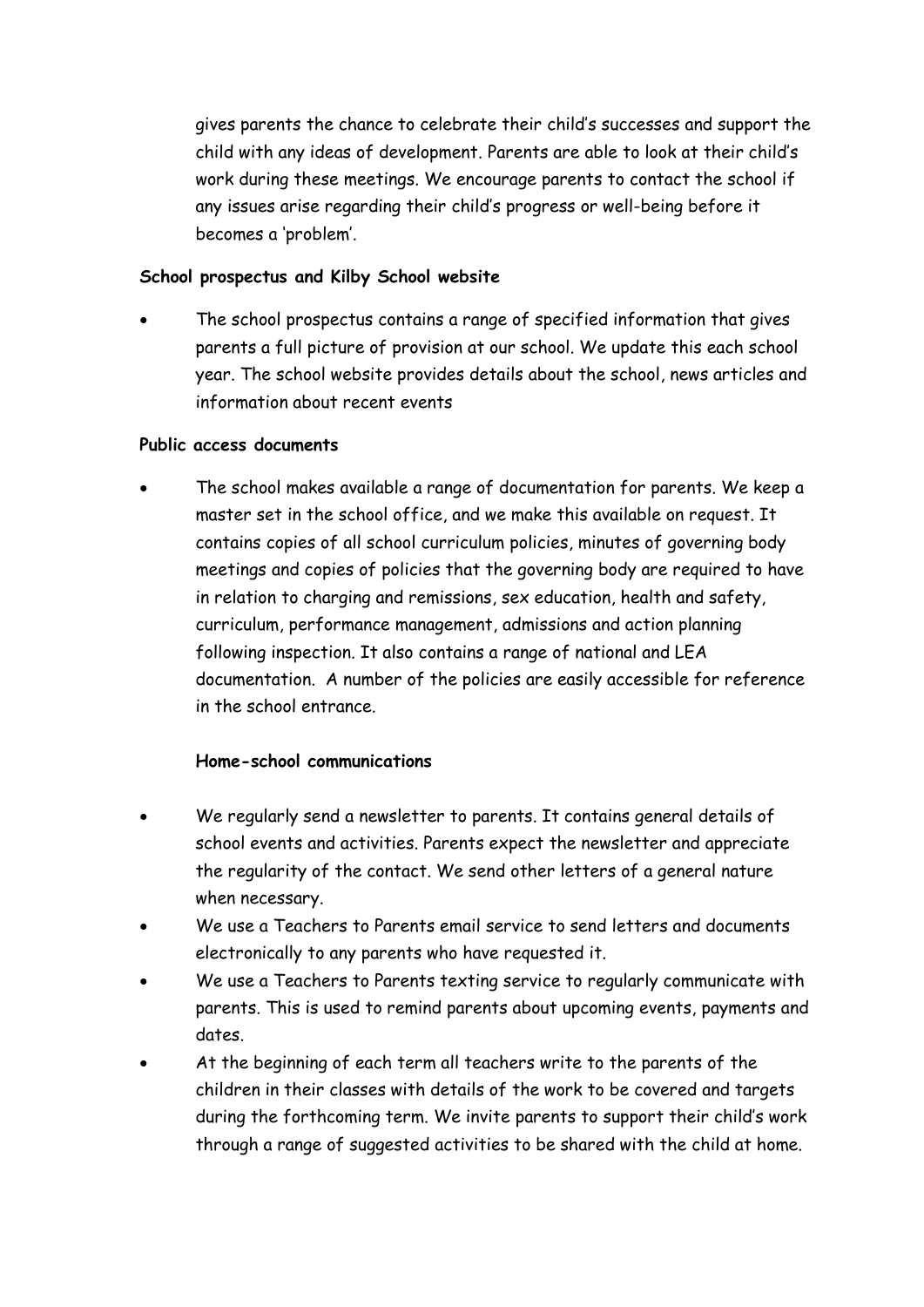gives parents the chance to celebrate their child's successes and support the child with any ideas of development. Parents are able to look at their child's work during these meetings. We encourage parents to contact the school if any issues arise regarding their child's progress or well-being before it becomes a 'problem'.

**School prospectus and Kilby School website**

- The school prospectus contains a range of specified information that gives parents a full picture of provision at our school. We update this each school year. The school website provides details about the school, news articles and information about recent events

**Public access documents**

- The school makes available a range of documentation for parents. We keep a master set in the school office, and we make this available on request. It contains copies of all school curriculum policies, minutes of governing body meetings and copies of policies that the governing body are required to have in relation to charging and remissions, sex education, health and safety, curriculum, performance management, admissions and action planning following inspection. It also contains a range of national and LEA documentation. A number of the policies are easily accessible for reference in the school entrance.

**Home-school communications**

- We regularly send a newsletter to parents. It contains general details of school events and activities. Parents expect the newsletter and appreciate the regularity of the contact. We send other letters of a general nature when necessary.
- We use a Teachers to Parents email service to send letters and documents electronically to any parents who have requested it.
- We use a Teachers to Parents texting service to regularly communicate with parents. This is used to remind parents about upcoming events, payments and dates.
- At the beginning of each term all teachers write to the parents of the children in their classes with details of the work to be covered and targets during the forthcoming term. We invite parents to support their child's work through a range of suggested activities to be shared with the child at home.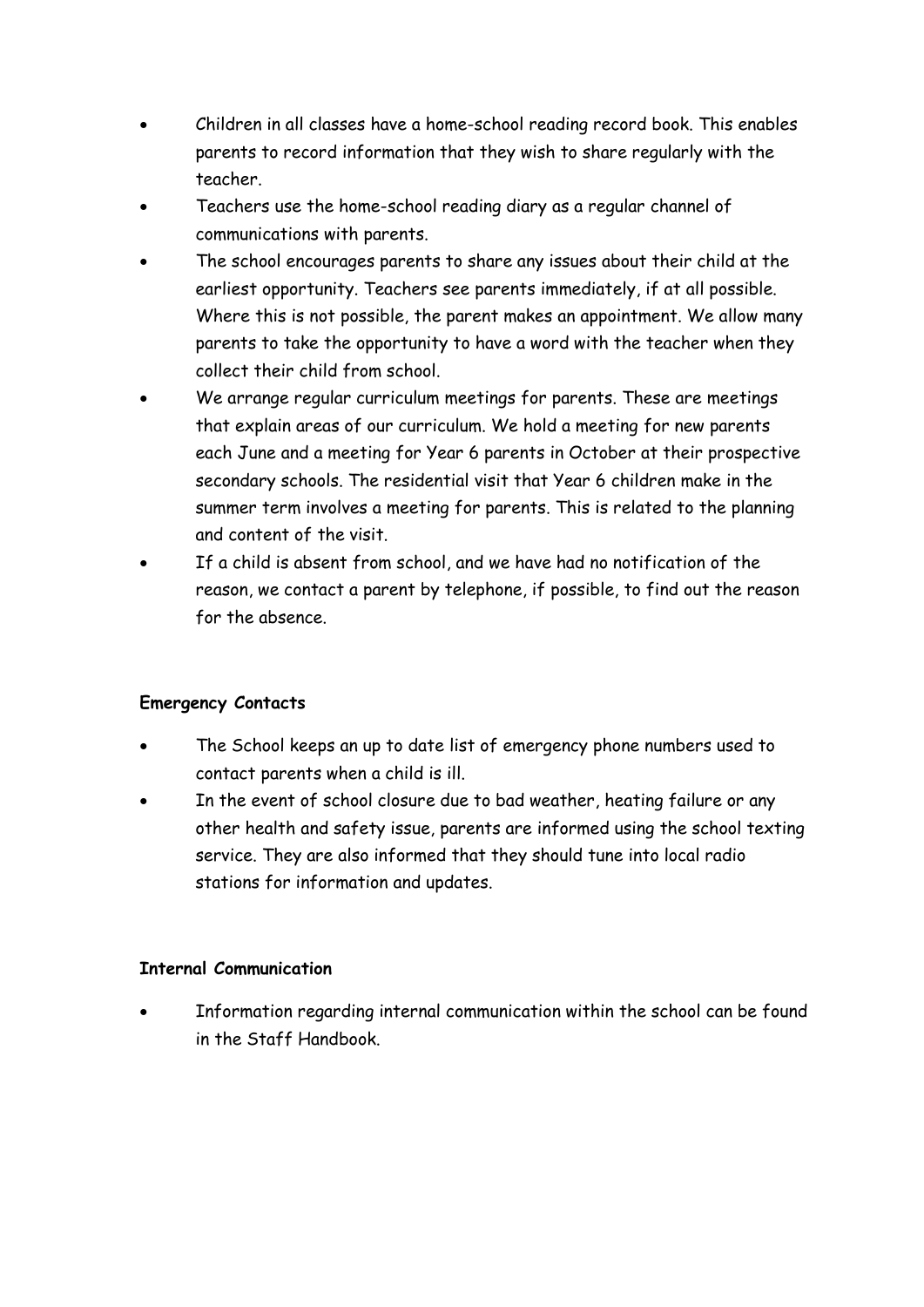- Children in all classes have a home-school reading record book. This enables parents to record information that they wish to share regularly with the teacher.
- Teachers use the home-school reading diary as a regular channel of communications with parents.
- The school encourages parents to share any issues about their child at the earliest opportunity. Teachers see parents immediately, if at all possible. Where this is not possible, the parent makes an appointment. We allow many parents to take the opportunity to have a word with the teacher when they collect their child from school.
- We arrange regular curriculum meetings for parents. These are meetings that explain areas of our curriculum. We hold a meeting for new parents each June and a meeting for Year 6 parents in October at their prospective secondary schools. The residential visit that Year 6 children make in the summer term involves a meeting for parents. This is related to the planning and content of the visit.
- If a child is absent from school, and we have had no notification of the reason, we contact a parent by telephone, if possible, to find out the reason for the absence.

**Emergency Contacts**

- The School keeps an up to date list of emergency phone numbers used to contact parents when a child is ill.
- In the event of school closure due to bad weather, heating failure or any other health and safety issue, parents are informed using the school texting service. They are also informed that they should tune into local radio stations for information and updates.

**Internal Communication**

- Information regarding internal communication within the school can be found in the Staff Handbook.